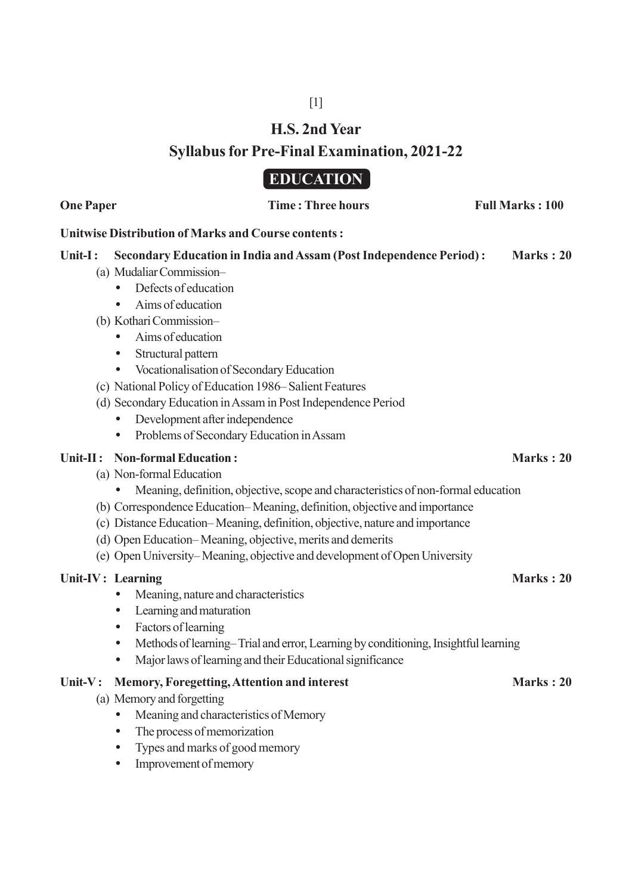# H.S. 2nd Year

## Syllabus for Pre-Final Examination, 2021-22

## EDUCATION

**One Paper** | **Time : Three hours** | **Full Marks : 100**

**Unitwise Distribution of Marks and Course contents :**

**Unit-I : Secondary Education in India and Assam (Post Independence Period) : Marks : 20**

(a) Mudaliar Commission–
- Defects of education
- Aims of education

(b) Kothari Commission–
- Aims of education
- Structural pattern
- Vocationalisation of Secondary Education

(c) National Policy of Education 1986– Salient Features

(d) Secondary Education in Assam in Post Independence Period
- Development after independence
- Problems of Secondary Education in Assam

**Unit-II : Non-formal Education : Marks : 20**

(a) Non-formal Education
- Meaning, definition, objective, scope and characteristics of non-formal education

(b) Correspondence Education– Meaning, definition, objective and importance

(c) Distance Education– Meaning, definition, objective, nature and importance

(d) Open Education– Meaning, objective, merits and demerits

(e) Open University– Meaning, objective and development of Open University

**Unit-IV : Learning Marks : 20**

- Meaning, nature and characteristics
- Learning and maturation
- Factors of learning
- Methods of learning– Trial and error, Learning by conditioning, Insightful learning
- Major laws of learning and their Educational significance

**Unit-V : Memory, Foregetting, Attention and interest Marks : 20**

(a) Memory and forgetting
- Meaning and characteristics of Memory
- The process of memorization
- Types and marks of good memory
- Improvement of memory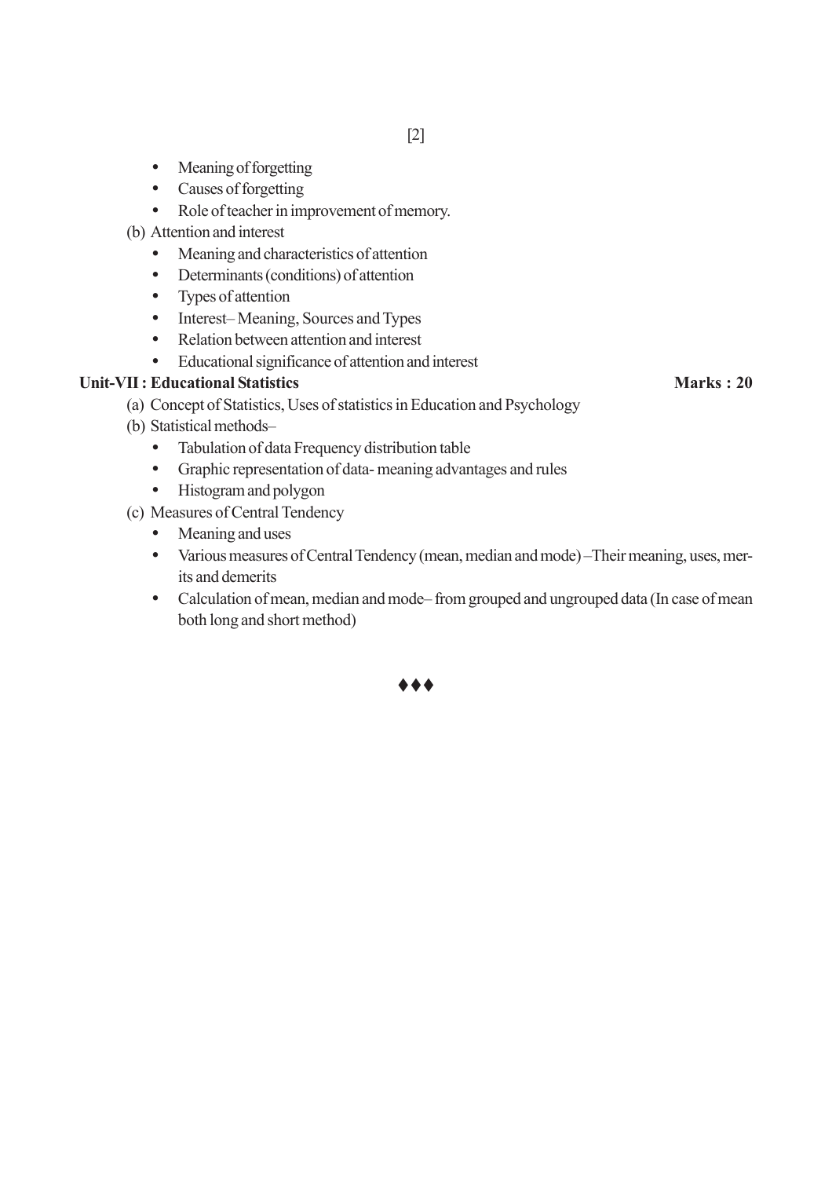- Meaning of forgetting
- Causes of forgetting
- Role of teacher in improvement of memory.

(b) Attention and interest

- Meaning and characteristics of attention
- Determinants (conditions) of attention
- Types of attention
- Interest– Meaning, Sources and Types
- Relation between attention and interest
- Educational significance of attention and interest

**Unit-VII : Educational Statistics** **Marks : 20**

(a) Concept of Statistics, Uses of statistics in Education and Psychology

(b) Statistical methods–

- Tabulation of data Frequency distribution table
- Graphic representation of data- meaning advantages and rules
- Histogram and polygon

(c) Measures of Central Tendency

- Meaning and uses
- Various measures of Central Tendency (mean, median and mode) –Their meaning, uses, merits and demerits
- Calculation of mean, median and mode– from grouped and ungrouped data (In case of mean both long and short method)

♦♦♦